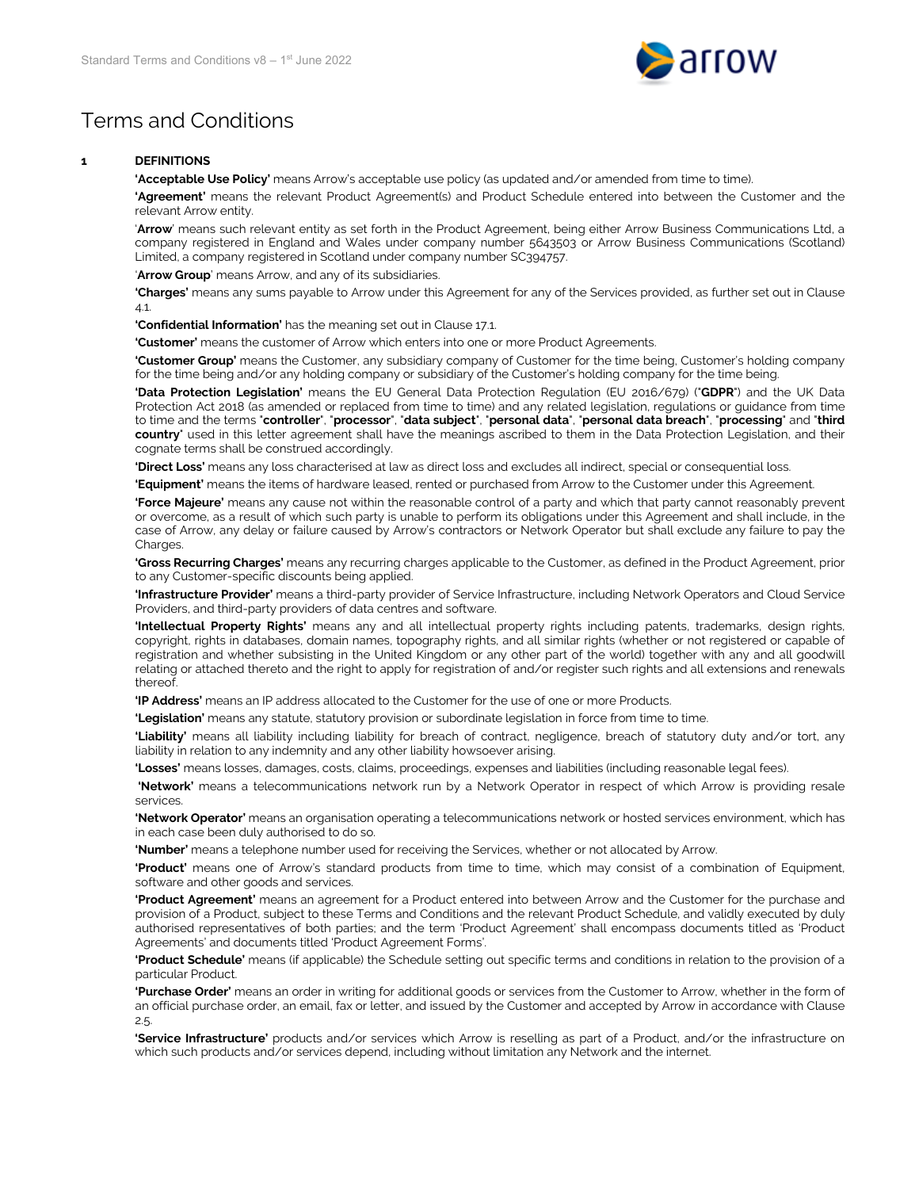# Terms and Conditions

## 1 DEFINITIONS

**'Acceptable Use Policy'** means Arrow's acceptable use policy (as updated and/or amended from time to time).

**'Agreement'** means the relevant Product Agreement(s) and Product Schedule entered into between the Customer and the relevant Arrow entity.

'**Arrow**' means such relevant entity as set forth in the Product Agreement, being either Arrow Business Communications Ltd, a company registered in England and Wales under company number 5643503 or Arrow Business Communications (Scotland) Limited, a company registered in Scotland under company number SC394757.

'**Arrow Group**' means Arrow, and any of its subsidiaries.

**'Charges'** means any sums payable to Arrow under this Agreement for any of the Services provided, as further set out in Clause 4.1.

**'Confidential Information'** has the meaning set out in Clause 17.1.

**'Customer'** means the customer of Arrow which enters into one or more Product Agreements.

**'Customer Group'** means the Customer, any subsidiary company of Customer for the time being, Customer's holding company for the time being and/or any holding company or subsidiary of the Customer's holding company for the time being.

**'Data Protection Legislation'** means the EU General Data Protection Regulation (EU 2016/679) ("**GDPR**") and the UK Data Protection Act 2018 (as amended or replaced from time to time) and any related legislation, regulations or guidance from time to time and the terms "**controller**", "**processor**", "**data subject**", "**personal data**", "**personal data breach**", "**processing**" and "**third country**" used in this letter agreement shall have the meanings ascribed to them in the Data Protection Legislation, and their cognate terms shall be construed accordingly.

**'Direct Loss'** means any loss characterised at law as direct loss and excludes all indirect, special or consequential loss.

**'Equipment'** means the items of hardware leased, rented or purchased from Arrow to the Customer under this Agreement.

**'Force Majeure'** means any cause not within the reasonable control of a party and which that party cannot reasonably prevent or overcome, as a result of which such party is unable to perform its obligations under this Agreement and shall include, in the case of Arrow, any delay or failure caused by Arrow's contractors or Network Operator but shall exclude any failure to pay the Charges.

**'Gross Recurring Charges'** means any recurring charges applicable to the Customer, as defined in the Product Agreement, prior to any Customer-specific discounts being applied.

**'Infrastructure Provider'** means a third-party provider of Service Infrastructure, including Network Operators and Cloud Service Providers, and third-party providers of data centres and software.

**'Intellectual Property Rights'** means any and all intellectual property rights including patents, trademarks, design rights, copyright, rights in databases, domain names, topography rights, and all similar rights (whether or not registered or capable of registration and whether subsisting in the United Kingdom or any other part of the world) together with any and all goodwill relating or attached thereto and the right to apply for registration of and/or register such rights and all extensions and renewals thereof.

**'IP Address'** means an IP address allocated to the Customer for the use of one or more Products.

**'Legislation'** means any statute, statutory provision or subordinate legislation in force from time to time.

**'Liability'** means all liability including liability for breach of contract, negligence, breach of statutory duty and/or tort, any liability in relation to any indemnity and any other liability howsoever arising.

**'Losses'** means losses, damages, costs, claims, proceedings, expenses and liabilities (including reasonable legal fees).

**'Network'** means a telecommunications network run by a Network Operator in respect of which Arrow is providing resale services.

**'Network Operator'** means an organisation operating a telecommunications network or hosted services environment, which has in each case been duly authorised to do so.

**'Number'** means a telephone number used for receiving the Services, whether or not allocated by Arrow.

**'Product'** means one of Arrow's standard products from time to time, which may consist of a combination of Equipment, software and other goods and services.

**'Product Agreement'** means an agreement for a Product entered into between Arrow and the Customer for the purchase and provision of a Product, subject to these Terms and Conditions and the relevant Product Schedule, and validly executed by duly authorised representatives of both parties; and the term 'Product Agreement' shall encompass documents titled as 'Product Agreements' and documents titled 'Product Agreement Forms'.

**'Product Schedule'** means (if applicable) the Schedule setting out specific terms and conditions in relation to the provision of a particular Product.

**'Purchase Order'** means an order in writing for additional goods or services from the Customer to Arrow, whether in the form of an official purchase order, an email, fax or letter, and issued by the Customer and accepted by Arrow in accordance with Clause 2.5.

**'Service Infrastructure'** products and/or services which Arrow is reselling as part of a Product, and/or the infrastructure on which such products and/or services depend, including without limitation any Network and the internet.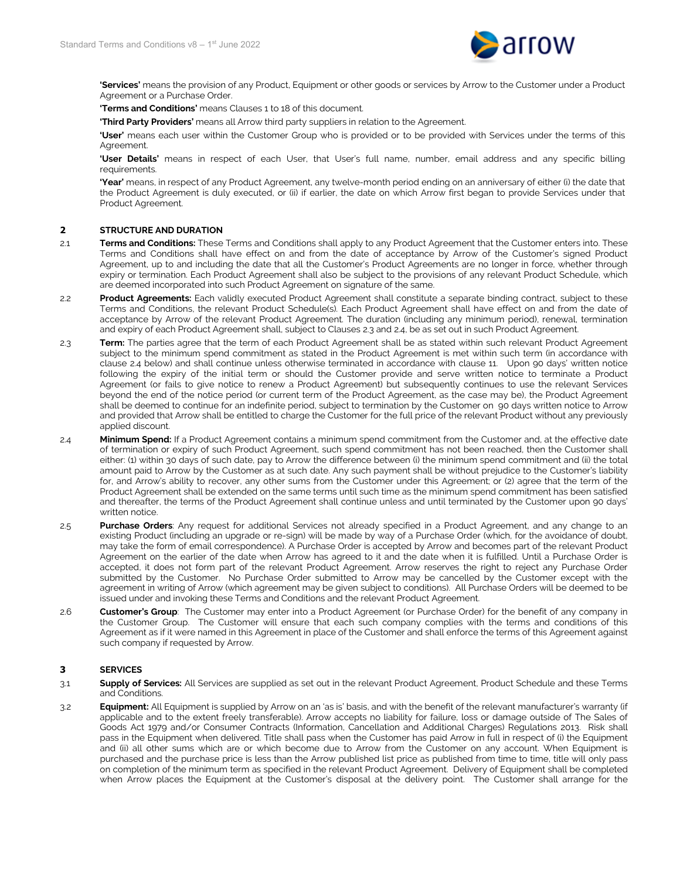**'Services'** means the provision of any Product, Equipment or other goods or services by Arrow to the Customer under a Product Agreement or a Purchase Order.

**'Terms and Conditions'** means Clauses 1 to 18 of this document.

**'Third Party Providers'** means all Arrow third party suppliers in relation to the Agreement.

**'User'** means each user within the Customer Group who is provided or to be provided with Services under the terms of this Agreement.

**'User Details'** means in respect of each User, that User's full name, number, email address and any specific billing requirements.

**'Year'** means, in respect of any Product Agreement, any twelve-month period ending on an anniversary of either (i) the date that the Product Agreement is duly executed, or (ii) if earlier, the date on which Arrow first began to provide Services under that Product Agreement.

## 2 STRUCTURE AND DURATION

2.1 **Terms and Conditions:** These Terms and Conditions shall apply to any Product Agreement that the Customer enters into. These Terms and Conditions shall have effect on and from the date of acceptance by Arrow of the Customer's signed Product Agreement, up to and including the date that all the Customer's Product Agreements are no longer in force, whether through expiry or termination. Each Product Agreement shall also be subject to the provisions of any relevant Product Schedule, which are deemed incorporated into such Product Agreement on signature of the same.

2.2 **Product Agreements:** Each validly executed Product Agreement shall constitute a separate binding contract, subject to these Terms and Conditions, the relevant Product Schedule(s). Each Product Agreement shall have effect on and from the date of acceptance by Arrow of the relevant Product Agreement. The duration (including any minimum period), renewal, termination and expiry of each Product Agreement shall, subject to Clauses 2.3 and 2.4, be as set out in such Product Agreement.

2.3 **Term:** The parties agree that the term of each Product Agreement shall be as stated within such relevant Product Agreement subject to the minimum spend commitment as stated in the Product Agreement is met within such term (in accordance with clause 2.4 below) and shall continue unless otherwise terminated in accordance with clause 11. Upon 90 days' written notice following the expiry of the initial term or should the Customer provide and serve written notice to terminate a Product Agreement (or fails to give notice to renew a Product Agreement) but subsequently continues to use the relevant Services beyond the end of the notice period (or current term of the Product Agreement, as the case may be), the Product Agreement shall be deemed to continue for an indefinite period, subject to termination by the Customer on 90 days written notice to Arrow and provided that Arrow shall be entitled to charge the Customer for the full price of the relevant Product without any previously applied discount.

2.4 **Minimum Spend:** If a Product Agreement contains a minimum spend commitment from the Customer and, at the effective date of termination or expiry of such Product Agreement, such spend commitment has not been reached, then the Customer shall either: (1) within 30 days of such date, pay to Arrow the difference between (i) the minimum spend commitment and (ii) the total amount paid to Arrow by the Customer as at such date. Any such payment shall be without prejudice to the Customer's liability for, and Arrow's ability to recover, any other sums from the Customer under this Agreement; or (2) agree that the term of the Product Agreement shall be extended on the same terms until such time as the minimum spend commitment has been satisfied and thereafter, the terms of the Product Agreement shall continue unless and until terminated by the Customer upon 90 days' written notice.

2.5 **Purchase Orders**: Any request for additional Services not already specified in a Product Agreement, and any change to an existing Product (including an upgrade or re-sign) will be made by way of a Purchase Order (which, for the avoidance of doubt, may take the form of email correspondence). A Purchase Order is accepted by Arrow and becomes part of the relevant Product Agreement on the earlier of the date when Arrow has agreed to it and the date when it is fulfilled. Until a Purchase Order is accepted, it does not form part of the relevant Product Agreement. Arrow reserves the right to reject any Purchase Order submitted by the Customer. No Purchase Order submitted to Arrow may be cancelled by the Customer except with the agreement in writing of Arrow (which agreement may be given subject to conditions). All Purchase Orders will be deemed to be issued under and invoking these Terms and Conditions and the relevant Product Agreement.

2.6 **Customer's Group**: The Customer may enter into a Product Agreement (or Purchase Order) for the benefit of any company in the Customer Group. The Customer will ensure that each such company complies with the terms and conditions of this Agreement as if it were named in this Agreement in place of the Customer and shall enforce the terms of this Agreement against such company if requested by Arrow.

## 3 SERVICES

3.1 **Supply of Services:** All Services are supplied as set out in the relevant Product Agreement, Product Schedule and these Terms and Conditions.

3.2 **Equipment:** All Equipment is supplied by Arrow on an 'as is' basis, and with the benefit of the relevant manufacturer's warranty (if applicable and to the extent freely transferable). Arrow accepts no liability for failure, loss or damage outside of The Sales of Goods Act 1979 and/or Consumer Contracts (Information, Cancellation and Additional Charges) Regulations 2013. Risk shall pass in the Equipment when delivered. Title shall pass when the Customer has paid Arrow in full in respect of (i) the Equipment and (ii) all other sums which are or which become due to Arrow from the Customer on any account. When Equipment is purchased and the purchase price is less than the Arrow published list price as published from time to time, title will only pass on completion of the minimum term as specified in the relevant Product Agreement. Delivery of Equipment shall be completed when Arrow places the Equipment at the Customer's disposal at the delivery point. The Customer shall arrange for the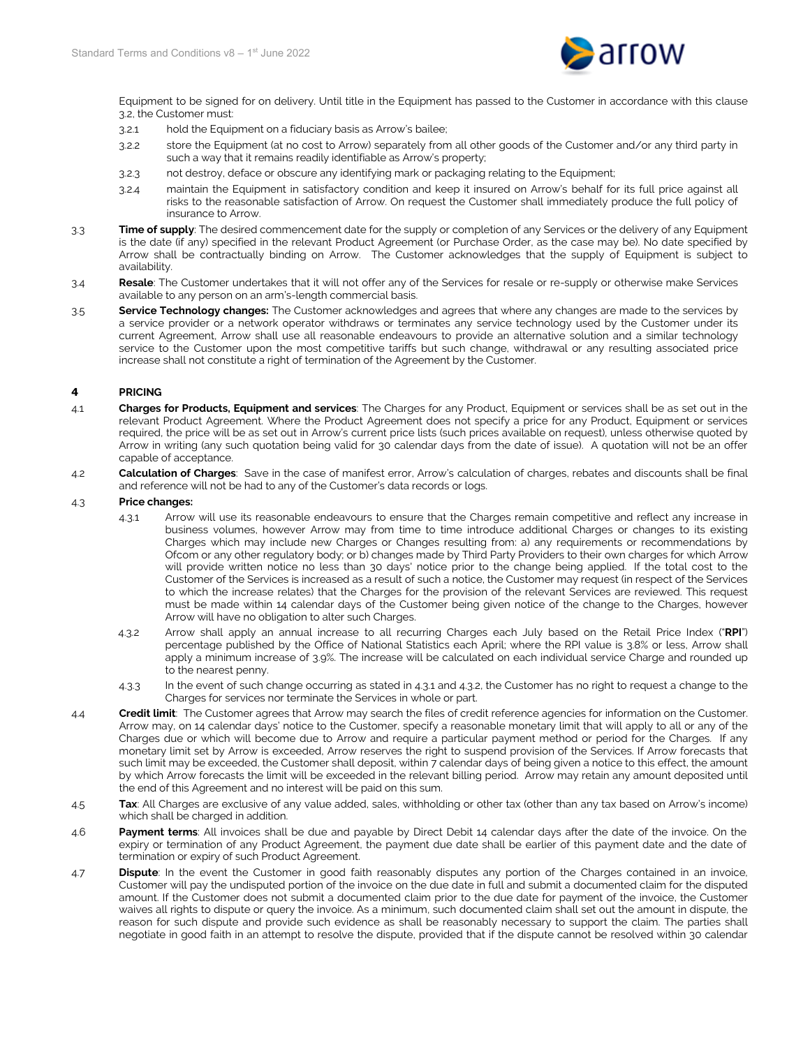Equipment to be signed for on delivery. Until title in the Equipment has passed to the Customer in accordance with this clause 3.2, the Customer must:

3.2.1 hold the Equipment on a fiduciary basis as Arrow's bailee;

3.2.2 store the Equipment (at no cost to Arrow) separately from all other goods of the Customer and/or any third party in such a way that it remains readily identifiable as Arrow's property;

3.2.3 not destroy, deface or obscure any identifying mark or packaging relating to the Equipment;

3.2.4 maintain the Equipment in satisfactory condition and keep it insured on Arrow's behalf for its full price against all risks to the reasonable satisfaction of Arrow. On request the Customer shall immediately produce the full policy of insurance to Arrow.

3.3 **Time of supply**: The desired commencement date for the supply or completion of any Services or the delivery of any Equipment is the date (if any) specified in the relevant Product Agreement (or Purchase Order, as the case may be). No date specified by Arrow shall be contractually binding on Arrow. The Customer acknowledges that the supply of Equipment is subject to availability.

3.4 **Resale**: The Customer undertakes that it will not offer any of the Services for resale or re-supply or otherwise make Services available to any person on an arm's-length commercial basis.

3.5 **Service Technology changes:** The Customer acknowledges and agrees that where any changes are made to the services by a service provider or a network operator withdraws or terminates any service technology used by the Customer under its current Agreement, Arrow shall use all reasonable endeavours to provide an alternative solution and a similar technology service to the Customer upon the most competitive tariffs but such change, withdrawal or any resulting associated price increase shall not constitute a right of termination of the Agreement by the Customer.

## 4 PRICING

4.1 **Charges for Products, Equipment and services**: The Charges for any Product, Equipment or services shall be as set out in the relevant Product Agreement. Where the Product Agreement does not specify a price for any Product, Equipment or services required, the price will be as set out in Arrow's current price lists (such prices available on request), unless otherwise quoted by Arrow in writing (any such quotation being valid for 30 calendar days from the date of issue). A quotation will not be an offer capable of acceptance.

4.2 **Calculation of Charges**: Save in the case of manifest error, Arrow's calculation of charges, rebates and discounts shall be final and reference will not be had to any of the Customer's data records or logs.

4.3 **Price changes:**

4.3.1 Arrow will use its reasonable endeavours to ensure that the Charges remain competitive and reflect any increase in business volumes, however Arrow may from time to time introduce additional Charges or changes to its existing Charges which may include new Charges or Changes resulting from: a) any requirements or recommendations by Ofcom or any other regulatory body; or b) changes made by Third Party Providers to their own charges for which Arrow will provide written notice no less than 30 days' notice prior to the change being applied. If the total cost to the Customer of the Services is increased as a result of such a notice, the Customer may request (in respect of the Services to which the increase relates) that the Charges for the provision of the relevant Services are reviewed. This request must be made within 14 calendar days of the Customer being given notice of the change to the Charges, however Arrow will have no obligation to alter such Charges.

4.3.2 Arrow shall apply an annual increase to all recurring Charges each July based on the Retail Price Index ("**RPI**") percentage published by the Office of National Statistics each April; where the RPI value is 3.8% or less, Arrow shall apply a minimum increase of 3.9%. The increase will be calculated on each individual service Charge and rounded up to the nearest penny.

4.3.3 In the event of such change occurring as stated in 4.3.1 and 4.3.2, the Customer has no right to request a change to the Charges for services nor terminate the Services in whole or part.

4.4 **Credit limit**: The Customer agrees that Arrow may search the files of credit reference agencies for information on the Customer. Arrow may, on 14 calendar days' notice to the Customer, specify a reasonable monetary limit that will apply to all or any of the Charges due or which will become due to Arrow and require a particular payment method or period for the Charges. If any monetary limit set by Arrow is exceeded, Arrow reserves the right to suspend provision of the Services. If Arrow forecasts that such limit may be exceeded, the Customer shall deposit, within 7 calendar days of being given a notice to this effect, the amount by which Arrow forecasts the limit will be exceeded in the relevant billing period. Arrow may retain any amount deposited until the end of this Agreement and no interest will be paid on this sum.

4.5 **Tax**: All Charges are exclusive of any value added, sales, withholding or other tax (other than any tax based on Arrow's income) which shall be charged in addition.

4.6 **Payment terms**: All invoices shall be due and payable by Direct Debit 14 calendar days after the date of the invoice. On the expiry or termination of any Product Agreement, the payment due date shall be earlier of this payment date and the date of termination or expiry of such Product Agreement.

4.7 **Dispute**: In the event the Customer in good faith reasonably disputes any portion of the Charges contained in an invoice, Customer will pay the undisputed portion of the invoice on the due date in full and submit a documented claim for the disputed amount. If the Customer does not submit a documented claim prior to the due date for payment of the invoice, the Customer waives all rights to dispute or query the invoice. As a minimum, such documented claim shall set out the amount in dispute, the reason for such dispute and provide such evidence as shall be reasonably necessary to support the claim. The parties shall negotiate in good faith in an attempt to resolve the dispute, provided that if the dispute cannot be resolved within 30 calendar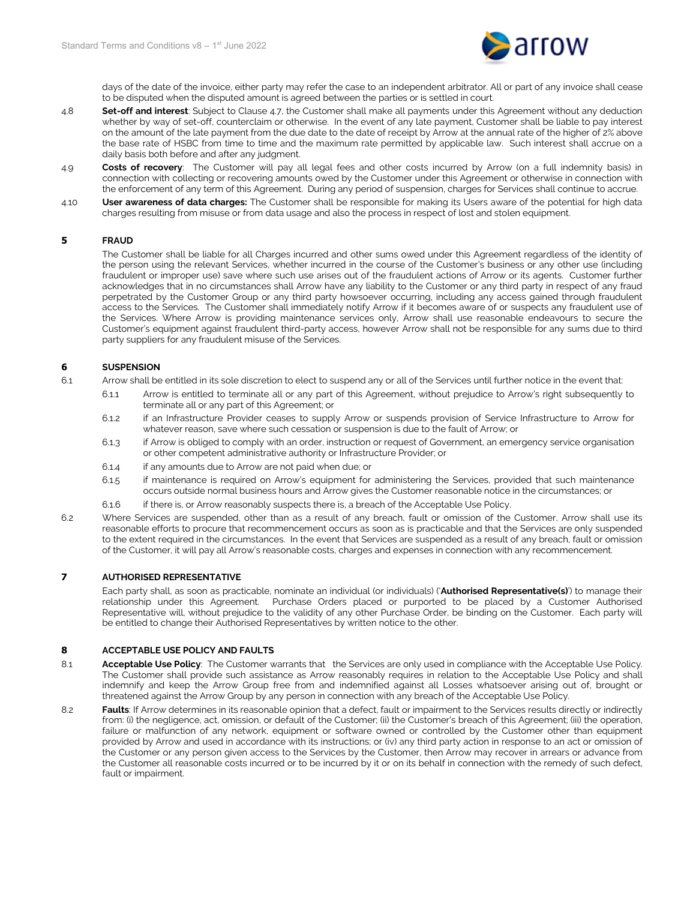days of the date of the invoice, either party may refer the case to an independent arbitrator. All or part of any invoice shall cease to be disputed when the disputed amount is agreed between the parties or is settled in court.

4.8 **Set-off and interest**: Subject to Clause 4.7, the Customer shall make all payments under this Agreement without any deduction whether by way of set-off, counterclaim or otherwise. In the event of any late payment, Customer shall be liable to pay interest on the amount of the late payment from the due date to the date of receipt by Arrow at the annual rate of the higher of 2% above the base rate of HSBC from time to time and the maximum rate permitted by applicable law. Such interest shall accrue on a daily basis both before and after any judgment.

4.9 **Costs of recovery**: The Customer will pay all legal fees and other costs incurred by Arrow (on a full indemnity basis) in connection with collecting or recovering amounts owed by the Customer under this Agreement or otherwise in connection with the enforcement of any term of this Agreement. During any period of suspension, charges for Services shall continue to accrue.

4.10 **User awareness of data charges:** The Customer shall be responsible for making its Users aware of the potential for high data charges resulting from misuse or from data usage and also the process in respect of lost and stolen equipment.

## 5 FRAUD

The Customer shall be liable for all Charges incurred and other sums owed under this Agreement regardless of the identity of the person using the relevant Services, whether incurred in the course of the Customer's business or any other use (including fraudulent or improper use) save where such use arises out of the fraudulent actions of Arrow or its agents. Customer further acknowledges that in no circumstances shall Arrow have any liability to the Customer or any third party in respect of any fraud perpetrated by the Customer Group or any third party howsoever occurring, including any access gained through fraudulent access to the Services. The Customer shall immediately notify Arrow if it becomes aware of or suspects any fraudulent use of the Services. Where Arrow is providing maintenance services only, Arrow shall use reasonable endeavours to secure the Customer's equipment against fraudulent third-party access, however Arrow shall not be responsible for any sums due to third party suppliers for any fraudulent misuse of the Services.

## 6 SUSPENSION

6.1 Arrow shall be entitled in its sole discretion to elect to suspend any or all of the Services until further notice in the event that:

6.1.1 Arrow is entitled to terminate all or any part of this Agreement, without prejudice to Arrow's right subsequently to terminate all or any part of this Agreement; or

6.1.2 if an Infrastructure Provider ceases to supply Arrow or suspends provision of Service Infrastructure to Arrow for whatever reason, save where such cessation or suspension is due to the fault of Arrow; or

6.1.3 if Arrow is obliged to comply with an order, instruction or request of Government, an emergency service organisation or other competent administrative authority or Infrastructure Provider; or

6.1.4 if any amounts due to Arrow are not paid when due; or

6.1.5 if maintenance is required on Arrow's equipment for administering the Services, provided that such maintenance occurs outside normal business hours and Arrow gives the Customer reasonable notice in the circumstances; or

6.1.6 if there is, or Arrow reasonably suspects there is, a breach of the Acceptable Use Policy.

6.2 Where Services are suspended, other than as a result of any breach, fault or omission of the Customer, Arrow shall use its reasonable efforts to procure that recommencement occurs as soon as is practicable and that the Services are only suspended to the extent required in the circumstances. In the event that Services are suspended as a result of any breach, fault or omission of the Customer, it will pay all Arrow's reasonable costs, charges and expenses in connection with any recommencement.

## 7 AUTHORISED REPRESENTATIVE

Each party shall, as soon as practicable, nominate an individual (or individuals) ('**Authorised Representative(s)**') to manage their relationship under this Agreement. Purchase Orders placed or purported to be placed by a Customer Authorised Representative will, without prejudice to the validity of any other Purchase Order, be binding on the Customer. Each party will be entitled to change their Authorised Representatives by written notice to the other.

## 8 ACCEPTABLE USE POLICY AND FAULTS

8.1 **Acceptable Use Policy**: The Customer warrants that the Services are only used in compliance with the Acceptable Use Policy. The Customer shall provide such assistance as Arrow reasonably requires in relation to the Acceptable Use Policy and shall indemnify and keep the Arrow Group free from and indemnified against all Losses whatsoever arising out of, brought or threatened against the Arrow Group by any person in connection with any breach of the Acceptable Use Policy.

8.2 **Faults**: If Arrow determines in its reasonable opinion that a defect, fault or impairment to the Services results directly or indirectly from: (i) the negligence, act, omission, or default of the Customer; (ii) the Customer's breach of this Agreement; (iii) the operation, failure or malfunction of any network, equipment or software owned or controlled by the Customer other than equipment provided by Arrow and used in accordance with its instructions; or (iv) any third party action in response to an act or omission of the Customer or any person given access to the Services by the Customer, then Arrow may recover in arrears or advance from the Customer all reasonable costs incurred or to be incurred by it or on its behalf in connection with the remedy of such defect, fault or impairment.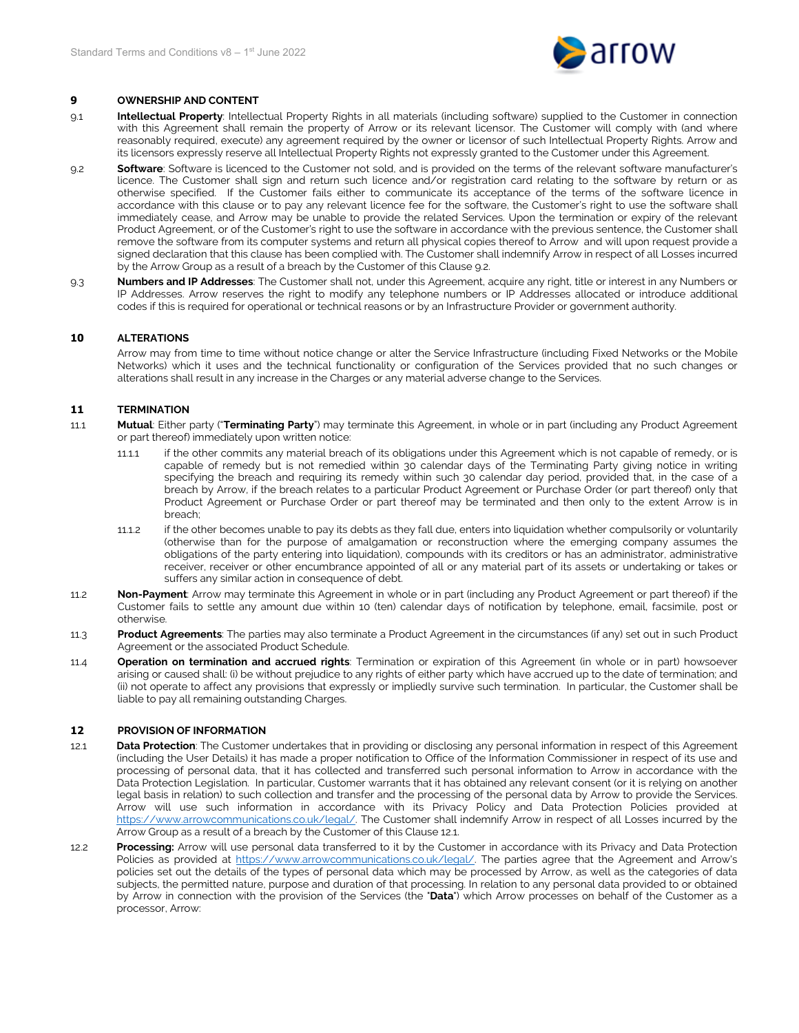## 9 OWNERSHIP AND CONTENT

9.1 **Intellectual Property**: Intellectual Property Rights in all materials (including software) supplied to the Customer in connection with this Agreement shall remain the property of Arrow or its relevant licensor. The Customer will comply with (and where reasonably required, execute) any agreement required by the owner or licensor of such Intellectual Property Rights. Arrow and its licensors expressly reserve all Intellectual Property Rights not expressly granted to the Customer under this Agreement.

9.2 **Software**: Software is licenced to the Customer not sold, and is provided on the terms of the relevant software manufacturer's licence. The Customer shall sign and return such licence and/or registration card relating to the software by return or as otherwise specified. If the Customer fails either to communicate its acceptance of the terms of the software licence in accordance with this clause or to pay any relevant licence fee for the software, the Customer's right to use the software shall immediately cease, and Arrow may be unable to provide the related Services. Upon the termination or expiry of the relevant Product Agreement, or of the Customer's right to use the software in accordance with the previous sentence, the Customer shall remove the software from its computer systems and return all physical copies thereof to Arrow and will upon request provide a signed declaration that this clause has been complied with. The Customer shall indemnify Arrow in respect of all Losses incurred by the Arrow Group as a result of a breach by the Customer of this Clause 9.2.

9.3 **Numbers and IP Addresses**: The Customer shall not, under this Agreement, acquire any right, title or interest in any Numbers or IP Addresses. Arrow reserves the right to modify any telephone numbers or IP Addresses allocated or introduce additional codes if this is required for operational or technical reasons or by an Infrastructure Provider or government authority.

## 10 ALTERATIONS

Arrow may from time to time without notice change or alter the Service Infrastructure (including Fixed Networks or the Mobile Networks) which it uses and the technical functionality or configuration of the Services provided that no such changes or alterations shall result in any increase in the Charges or any material adverse change to the Services.

## 11 TERMINATION

11.1 **Mutual**: Either party ("**Terminating Party**") may terminate this Agreement, in whole or in part (including any Product Agreement or part thereof) immediately upon written notice:

11.1.1 if the other commits any material breach of its obligations under this Agreement which is not capable of remedy, or is capable of remedy but is not remedied within 30 calendar days of the Terminating Party giving notice in writing specifying the breach and requiring its remedy within such 30 calendar day period, provided that, in the case of a breach by Arrow, if the breach relates to a particular Product Agreement or Purchase Order (or part thereof) only that Product Agreement or Purchase Order or part thereof may be terminated and then only to the extent Arrow is in breach;

11.1.2 if the other becomes unable to pay its debts as they fall due, enters into liquidation whether compulsorily or voluntarily (otherwise than for the purpose of amalgamation or reconstruction where the emerging company assumes the obligations of the party entering into liquidation), compounds with its creditors or has an administrator, administrative receiver, receiver or other encumbrance appointed of all or any material part of its assets or undertaking or takes or suffers any similar action in consequence of debt.

11.2 **Non-Payment**: Arrow may terminate this Agreement in whole or in part (including any Product Agreement or part thereof) if the Customer fails to settle any amount due within 10 (ten) calendar days of notification by telephone, email, facsimile, post or otherwise.

11.3 **Product Agreements**: The parties may also terminate a Product Agreement in the circumstances (if any) set out in such Product Agreement or the associated Product Schedule.

11.4 **Operation on termination and accrued rights**: Termination or expiration of this Agreement (in whole or in part) howsoever arising or caused shall: (i) be without prejudice to any rights of either party which have accrued up to the date of termination; and (ii) not operate to affect any provisions that expressly or impliedly survive such termination. In particular, the Customer shall be liable to pay all remaining outstanding Charges.

## 12 PROVISION OF INFORMATION

12.1 **Data Protection**: The Customer undertakes that in providing or disclosing any personal information in respect of this Agreement (including the User Details) it has made a proper notification to Office of the Information Commissioner in respect of its use and processing of personal data, that it has collected and transferred such personal information to Arrow in accordance with the Data Protection Legislation. In particular, Customer warrants that it has obtained any relevant consent (or it is relying on another legal basis in relation) to such collection and transfer and the processing of the personal data by Arrow to provide the Services. Arrow will use such information in accordance with its Privacy Policy and Data Protection Policies provided at https://www.arrowcommunications.co.uk/legal/. The Customer shall indemnify Arrow in respect of all Losses incurred by the Arrow Group as a result of a breach by the Customer of this Clause 12.1.

12.2 **Processing:** Arrow will use personal data transferred to it by the Customer in accordance with its Privacy and Data Protection Policies as provided at https://www.arrowcommunications.co.uk/legal/. The parties agree that the Agreement and Arrow's policies set out the details of the types of personal data which may be processed by Arrow, as well as the categories of data subjects, the permitted nature, purpose and duration of that processing. In relation to any personal data provided to or obtained by Arrow in connection with the provision of the Services (the "**Data**") which Arrow processes on behalf of the Customer as a processor, Arrow: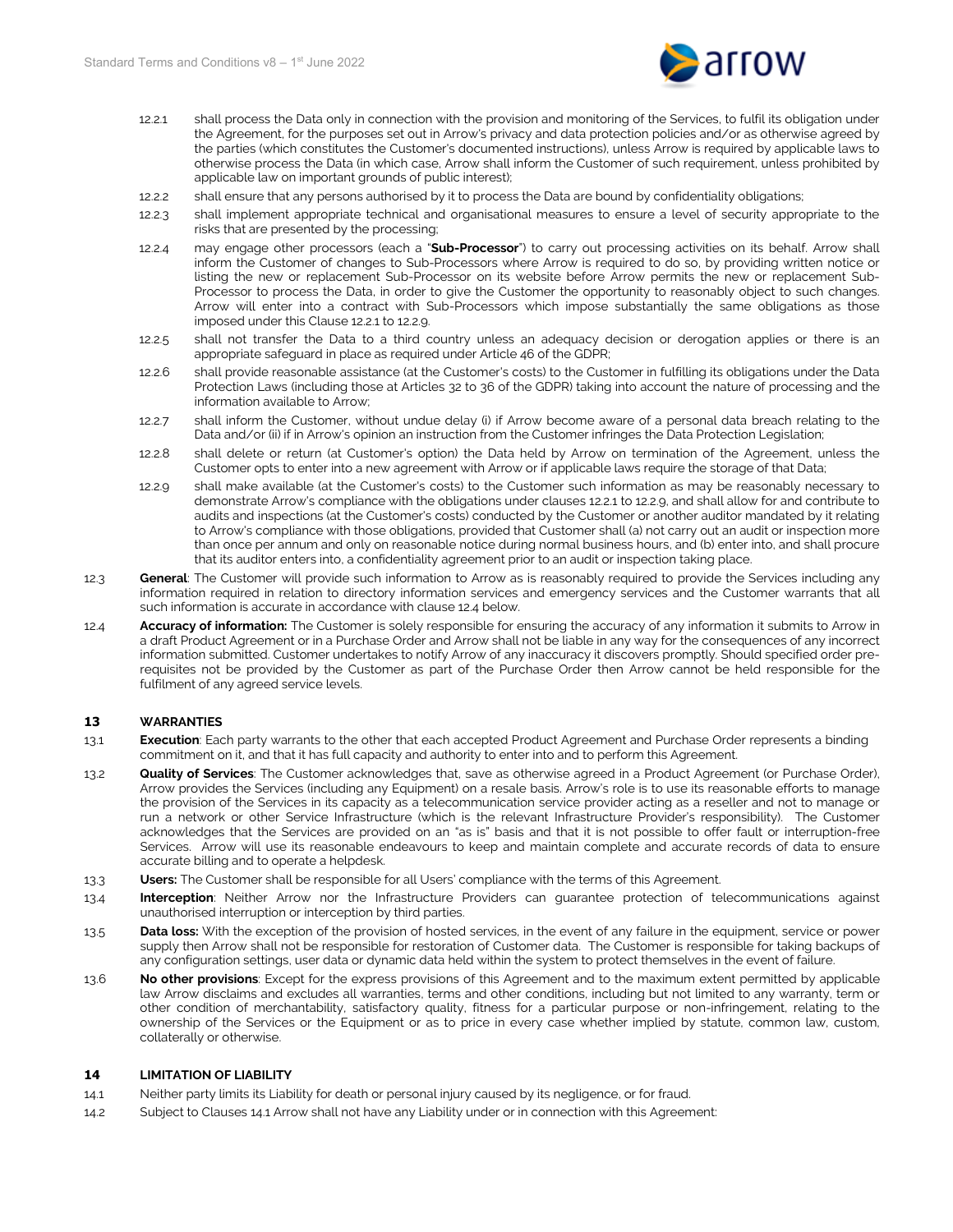12.2.1 shall process the Data only in connection with the provision and monitoring of the Services, to fulfil its obligation under the Agreement, for the purposes set out in Arrow's privacy and data protection policies and/or as otherwise agreed by the parties (which constitutes the Customer's documented instructions), unless Arrow is required by applicable laws to otherwise process the Data (in which case, Arrow shall inform the Customer of such requirement, unless prohibited by applicable law on important grounds of public interest);

12.2.2 shall ensure that any persons authorised by it to process the Data are bound by confidentiality obligations;

12.2.3 shall implement appropriate technical and organisational measures to ensure a level of security appropriate to the risks that are presented by the processing;

12.2.4 may engage other processors (each a "**Sub-Processor**") to carry out processing activities on its behalf. Arrow shall inform the Customer of changes to Sub-Processors where Arrow is required to do so, by providing written notice or listing the new or replacement Sub-Processor on its website before Arrow permits the new or replacement Sub-Processor to process the Data, in order to give the Customer the opportunity to reasonably object to such changes. Arrow will enter into a contract with Sub-Processors which impose substantially the same obligations as those imposed under this Clause 12.2.1 to 12.2.9.

12.2.5 shall not transfer the Data to a third country unless an adequacy decision or derogation applies or there is an appropriate safeguard in place as required under Article 46 of the GDPR;

12.2.6 shall provide reasonable assistance (at the Customer's costs) to the Customer in fulfilling its obligations under the Data Protection Laws (including those at Articles 32 to 36 of the GDPR) taking into account the nature of processing and the information available to Arrow;

12.2.7 shall inform the Customer, without undue delay (i) if Arrow become aware of a personal data breach relating to the Data and/or (ii) if in Arrow's opinion an instruction from the Customer infringes the Data Protection Legislation;

12.2.8 shall delete or return (at Customer's option) the Data held by Arrow on termination of the Agreement, unless the Customer opts to enter into a new agreement with Arrow or if applicable laws require the storage of that Data;

12.2.9 shall make available (at the Customer's costs) to the Customer such information as may be reasonably necessary to demonstrate Arrow's compliance with the obligations under clauses 12.2.1 to 12.2.9, and shall allow for and contribute to audits and inspections (at the Customer's costs) conducted by the Customer or another auditor mandated by it relating to Arrow's compliance with those obligations, provided that Customer shall (a) not carry out an audit or inspection more than once per annum and only on reasonable notice during normal business hours, and (b) enter into, and shall procure that its auditor enters into, a confidentiality agreement prior to an audit or inspection taking place.

12.3 **General**: The Customer will provide such information to Arrow as is reasonably required to provide the Services including any information required in relation to directory information services and emergency services and the Customer warrants that all such information is accurate in accordance with clause 12.4 below.

12.4 **Accuracy of information:** The Customer is solely responsible for ensuring the accuracy of any information it submits to Arrow in a draft Product Agreement or in a Purchase Order and Arrow shall not be liable in any way for the consequences of any incorrect information submitted. Customer undertakes to notify Arrow of any inaccuracy it discovers promptly. Should specified order pre-requisites not be provided by the Customer as part of the Purchase Order then Arrow cannot be held responsible for the fulfilment of any agreed service levels.

## 13 WARRANTIES

13.1 **Execution**: Each party warrants to the other that each accepted Product Agreement and Purchase Order represents a binding commitment on it, and that it has full capacity and authority to enter into and to perform this Agreement.

13.2 **Quality of Services**: The Customer acknowledges that, save as otherwise agreed in a Product Agreement (or Purchase Order), Arrow provides the Services (including any Equipment) on a resale basis. Arrow's role is to use its reasonable efforts to manage the provision of the Services in its capacity as a telecommunication service provider acting as a reseller and not to manage or run a network or other Service Infrastructure (which is the relevant Infrastructure Provider's responsibility). The Customer acknowledges that the Services are provided on an "as is" basis and that it is not possible to offer fault or interruption-free Services. Arrow will use its reasonable endeavours to keep and maintain complete and accurate records of data to ensure accurate billing and to operate a helpdesk.

13.3 **Users:** The Customer shall be responsible for all Users' compliance with the terms of this Agreement.

13.4 **Interception**: Neither Arrow nor the Infrastructure Providers can guarantee protection of telecommunications against unauthorised interruption or interception by third parties.

13.5 **Data loss:** With the exception of the provision of hosted services, in the event of any failure in the equipment, service or power supply then Arrow shall not be responsible for restoration of Customer data. The Customer is responsible for taking backups of any configuration settings, user data or dynamic data held within the system to protect themselves in the event of failure.

13.6 **No other provisions**: Except for the express provisions of this Agreement and to the maximum extent permitted by applicable law Arrow disclaims and excludes all warranties, terms and other conditions, including but not limited to any warranty, term or other condition of merchantability, satisfactory quality, fitness for a particular purpose or non-infringement, relating to the ownership of the Services or the Equipment or as to price in every case whether implied by statute, common law, custom, collaterally or otherwise.

## 14 LIMITATION OF LIABILITY

14.1 Neither party limits its Liability for death or personal injury caused by its negligence, or for fraud.

14.2 Subject to Clauses 14.1 Arrow shall not have any Liability under or in connection with this Agreement: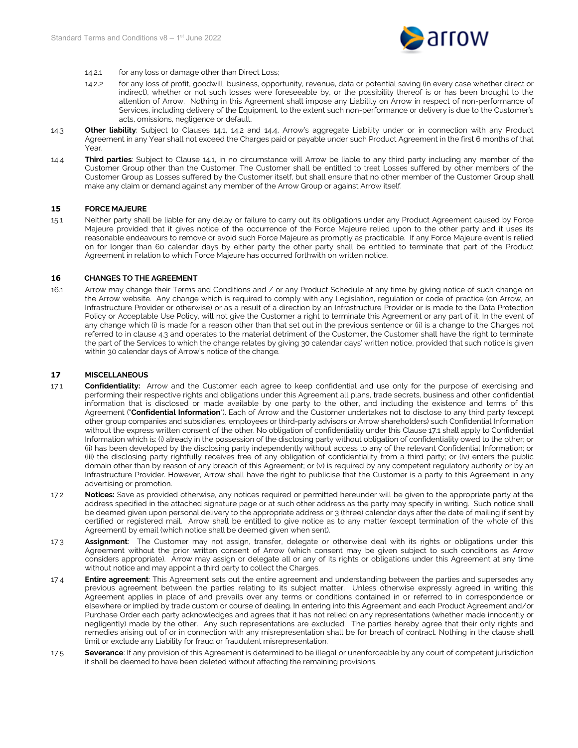14.2.1 for any loss or damage other than Direct Loss;

14.2.2 for any loss of profit, goodwill, business, opportunity, revenue, data or potential saving (in every case whether direct or indirect), whether or not such losses were foreseeable by, or the possibility thereof is or has been brought to the attention of Arrow. Nothing in this Agreement shall impose any Liability on Arrow in respect of non-performance of Services, including delivery of the Equipment, to the extent such non-performance or delivery is due to the Customer's acts, omissions, negligence or default.

14.3 **Other liability**: Subject to Clauses 14.1, 14.2 and 14.4, Arrow's aggregate Liability under or in connection with any Product Agreement in any Year shall not exceed the Charges paid or payable under such Product Agreement in the first 6 months of that Year.

14.4 **Third parties**: Subject to Clause 14.1, in no circumstance will Arrow be liable to any third party including any member of the Customer Group other than the Customer. The Customer shall be entitled to treat Losses suffered by other members of the Customer Group as Losses suffered by the Customer itself, but shall ensure that no other member of the Customer Group shall make any claim or demand against any member of the Arrow Group or against Arrow itself.

## 15 FORCE MAJEURE

15.1 Neither party shall be liable for any delay or failure to carry out its obligations under any Product Agreement caused by Force Majeure provided that it gives notice of the occurrence of the Force Majeure relied upon to the other party and it uses its reasonable endeavours to remove or avoid such Force Majeure as promptly as practicable. If any Force Majeure event is relied on for longer than 60 calendar days by either party the other party shall be entitled to terminate that part of the Product Agreement in relation to which Force Majeure has occurred forthwith on written notice.

## 16 CHANGES TO THE AGREEMENT

16.1 Arrow may change their Terms and Conditions and / or any Product Schedule at any time by giving notice of such change on the Arrow website. Any change which is required to comply with any Legislation, regulation or code of practice (on Arrow, an Infrastructure Provider or otherwise) or as a result of a direction by an Infrastructure Provider or is made to the Data Protection Policy or Acceptable Use Policy, will not give the Customer a right to terminate this Agreement or any part of it. In the event of any change which (i) is made for a reason other than that set out in the previous sentence or (ii) is a change to the Charges not referred to in clause 4.3 and operates to the material detriment of the Customer, the Customer shall have the right to terminate the part of the Services to which the change relates by giving 30 calendar days' written notice, provided that such notice is given within 30 calendar days of Arrow's notice of the change.

## 17 MISCELLANEOUS

17.1 **Confidentiality:** Arrow and the Customer each agree to keep confidential and use only for the purpose of exercising and performing their respective rights and obligations under this Agreement all plans, trade secrets, business and other confidential information that is disclosed or made available by one party to the other, and including the existence and terms of this Agreement ("**Confidential Information**"). Each of Arrow and the Customer undertakes not to disclose to any third party (except other group companies and subsidiaries, employees or third-party advisors or Arrow shareholders) such Confidential Information without the express written consent of the other. No obligation of confidentiality under this Clause 17.1 shall apply to Confidential Information which is: (i) already in the possession of the disclosing party without obligation of confidentiality owed to the other; or (ii) has been developed by the disclosing party independently without access to any of the relevant Confidential Information; or (iii) the disclosing party rightfully receives free of any obligation of confidentiality from a third party; or (iv) enters the public domain other than by reason of any breach of this Agreement; or (v) is required by any competent regulatory authority or by an Infrastructure Provider. However, Arrow shall have the right to publicise that the Customer is a party to this Agreement in any advertising or promotion.

17.2 **Notices:** Save as provided otherwise, any notices required or permitted hereunder will be given to the appropriate party at the address specified in the attached signature page or at such other address as the party may specify in writing. Such notice shall be deemed given upon personal delivery to the appropriate address or 3 (three) calendar days after the date of mailing if sent by certified or registered mail. Arrow shall be entitled to give notice as to any matter (except termination of the whole of this Agreement) by email (which notice shall be deemed given when sent).

17.3 **Assignment**: The Customer may not assign, transfer, delegate or otherwise deal with its rights or obligations under this Agreement without the prior written consent of Arrow (which consent may be given subject to such conditions as Arrow considers appropriate). Arrow may assign or delegate all or any of its rights or obligations under this Agreement at any time without notice and may appoint a third party to collect the Charges.

17.4 **Entire agreement**: This Agreement sets out the entire agreement and understanding between the parties and supersedes any previous agreement between the parties relating to its subject matter. Unless otherwise expressly agreed in writing this Agreement applies in place of and prevails over any terms or conditions contained in or referred to in correspondence or elsewhere or implied by trade custom or course of dealing. In entering into this Agreement and each Product Agreement and/or Purchase Order each party acknowledges and agrees that it has not relied on any representations (whether made innocently or negligently) made by the other. Any such representations are excluded. The parties hereby agree that their only rights and remedies arising out of or in connection with any misrepresentation shall be for breach of contract. Nothing in the clause shall limit or exclude any Liability for fraud or fraudulent misrepresentation.

17.5 **Severance**: If any provision of this Agreement is determined to be illegal or unenforceable by any court of competent jurisdiction it shall be deemed to have been deleted without affecting the remaining provisions.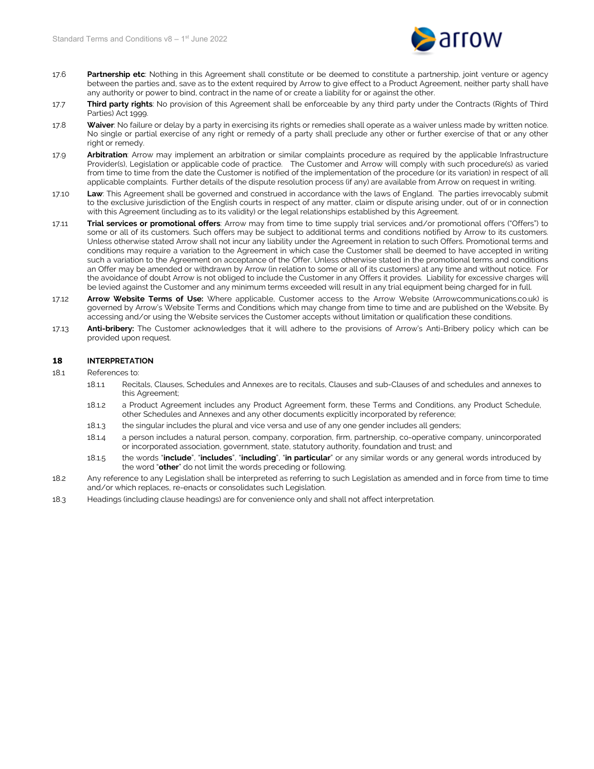17.6 **Partnership etc**: Nothing in this Agreement shall constitute or be deemed to constitute a partnership, joint venture or agency between the parties and, save as to the extent required by Arrow to give effect to a Product Agreement, neither party shall have any authority or power to bind, contract in the name of or create a liability for or against the other.

17.7 **Third party rights**: No provision of this Agreement shall be enforceable by any third party under the Contracts (Rights of Third Parties) Act 1999.

17.8 **Waiver**: No failure or delay by a party in exercising its rights or remedies shall operate as a waiver unless made by written notice. No single or partial exercise of any right or remedy of a party shall preclude any other or further exercise of that or any other right or remedy.

17.9 **Arbitration**: Arrow may implement an arbitration or similar complaints procedure as required by the applicable Infrastructure Provider(s), Legislation or applicable code of practice. The Customer and Arrow will comply with such procedure(s) as varied from time to time from the date the Customer is notified of the implementation of the procedure (or its variation) in respect of all applicable complaints. Further details of the dispute resolution process (if any) are available from Arrow on request in writing.

17.10 **Law**: This Agreement shall be governed and construed in accordance with the laws of England. The parties irrevocably submit to the exclusive jurisdiction of the English courts in respect of any matter, claim or dispute arising under, out of or in connection with this Agreement (including as to its validity) or the legal relationships established by this Agreement.

17.11 **Trial services or promotional offers**: Arrow may from time to time supply trial services and/or promotional offers ("Offers") to some or all of its customers. Such offers may be subject to additional terms and conditions notified by Arrow to its customers. Unless otherwise stated Arrow shall not incur any liability under the Agreement in relation to such Offers. Promotional terms and conditions may require a variation to the Agreement in which case the Customer shall be deemed to have accepted in writing such a variation to the Agreement on acceptance of the Offer. Unless otherwise stated in the promotional terms and conditions an Offer may be amended or withdrawn by Arrow (in relation to some or all of its customers) at any time and without notice. For the avoidance of doubt Arrow is not obliged to include the Customer in any Offers it provides. Liability for excessive charges will be levied against the Customer and any minimum terms exceeded will result in any trial equipment being charged for in full.

17.12 **Arrow Website Terms of Use:** Where applicable, Customer access to the Arrow Website (Arrowcommunications.co.uk) is governed by Arrow's Website Terms and Conditions which may change from time to time and are published on the Website. By accessing and/or using the Website services the Customer accepts without limitation or qualification these conditions.

17.13 **Anti-bribery:** The Customer acknowledges that it will adhere to the provisions of Arrow's Anti-Bribery policy which can be provided upon request.

## 18 INTERPRETATION

18.1 References to:

- 18.1.1 Recitals, Clauses, Schedules and Annexes are to recitals, Clauses and sub-Clauses of and schedules and annexes to this Agreement;
- 18.1.2 a Product Agreement includes any Product Agreement form, these Terms and Conditions, any Product Schedule, other Schedules and Annexes and any other documents explicitly incorporated by reference;
- 18.1.3 the singular includes the plural and vice versa and use of any one gender includes all genders;
- 18.1.4 a person includes a natural person, company, corporation, firm, partnership, co-operative company, unincorporated or incorporated association, government, state, statutory authority, foundation and trust; and
- 18.1.5 the words "**include**", "**includes**", "**including**", "**in particular**" or any similar words or any general words introduced by the word "**other**" do not limit the words preceding or following.

18.2 Any reference to any Legislation shall be interpreted as referring to such Legislation as amended and in force from time to time and/or which replaces, re-enacts or consolidates such Legislation.

18.3 Headings (including clause headings) are for convenience only and shall not affect interpretation.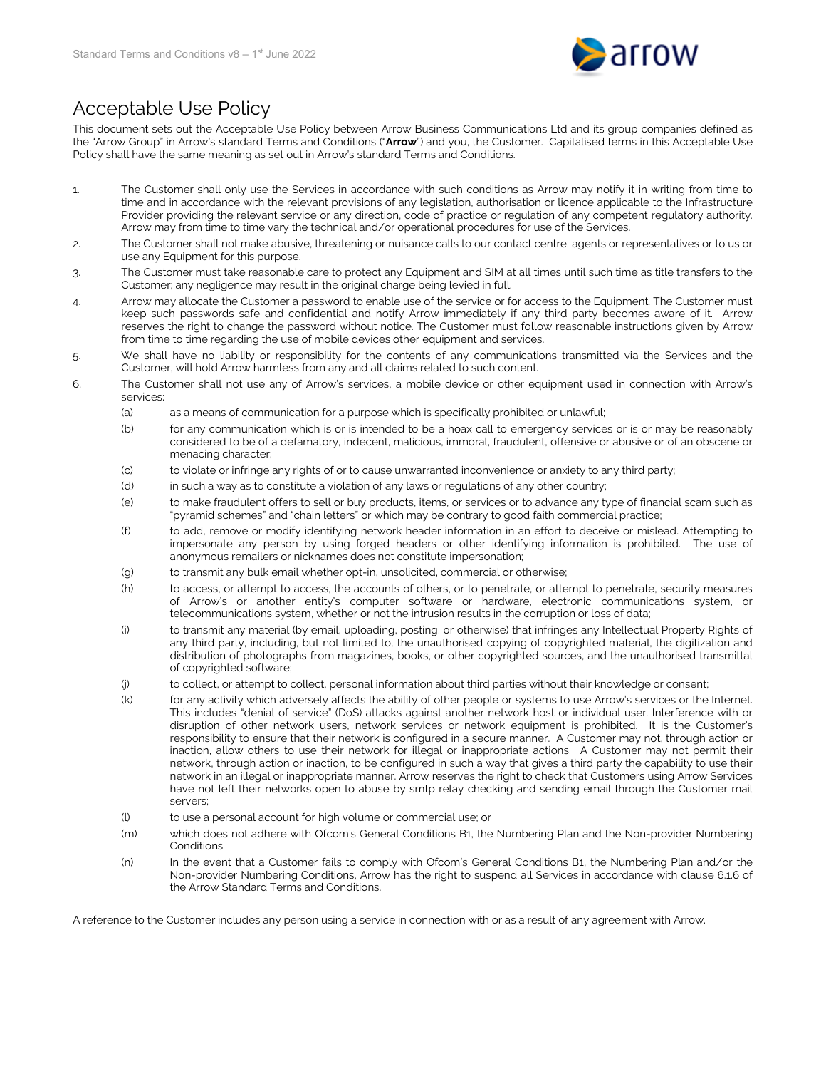# Acceptable Use Policy

This document sets out the Acceptable Use Policy between Arrow Business Communications Ltd and its group companies defined as the "Arrow Group" in Arrow's standard Terms and Conditions ("**Arrow**") and you, the Customer. Capitalised terms in this Acceptable Use Policy shall have the same meaning as set out in Arrow's standard Terms and Conditions.

1. The Customer shall only use the Services in accordance with such conditions as Arrow may notify it in writing from time to time and in accordance with the relevant provisions of any legislation, authorisation or licence applicable to the Infrastructure Provider providing the relevant service or any direction, code of practice or regulation of any competent regulatory authority. Arrow may from time to time vary the technical and/or operational procedures for use of the Services.
2. The Customer shall not make abusive, threatening or nuisance calls to our contact centre, agents or representatives or to us or use any Equipment for this purpose.
3. The Customer must take reasonable care to protect any Equipment and SIM at all times until such time as title transfers to the Customer; any negligence may result in the original charge being levied in full.
4. Arrow may allocate the Customer a password to enable use of the service or for access to the Equipment. The Customer must keep such passwords safe and confidential and notify Arrow immediately if any third party becomes aware of it. Arrow reserves the right to change the password without notice. The Customer must follow reasonable instructions given by Arrow from time to time regarding the use of mobile devices other equipment and services.
5. We shall have no liability or responsibility for the contents of any communications transmitted via the Services and the Customer, will hold Arrow harmless from any and all claims related to such content.
6. The Customer shall not use any of Arrow's services, a mobile device or other equipment used in connection with Arrow's services:
   - (a) as a means of communication for a purpose which is specifically prohibited or unlawful;
   - (b) for any communication which is or is intended to be a hoax call to emergency services or is or may be reasonably considered to be of a defamatory, indecent, malicious, immoral, fraudulent, offensive or abusive or of an obscene or menacing character;
   - (c) to violate or infringe any rights of or to cause unwarranted inconvenience or anxiety to any third party;
   - (d) in such a way as to constitute a violation of any laws or regulations of any other country;
   - (e) to make fraudulent offers to sell or buy products, items, or services or to advance any type of financial scam such as "pyramid schemes" and "chain letters" or which may be contrary to good faith commercial practice;
   - (f) to add, remove or modify identifying network header information in an effort to deceive or mislead. Attempting to impersonate any person by using forged headers or other identifying information is prohibited. The use of anonymous remailers or nicknames does not constitute impersonation;
   - (g) to transmit any bulk email whether opt-in, unsolicited, commercial or otherwise;
   - (h) to access, or attempt to access, the accounts of others, or to penetrate, or attempt to penetrate, security measures of Arrow's or another entity's computer software or hardware, electronic communications system, or telecommunications system, whether or not the intrusion results in the corruption or loss of data;
   - (i) to transmit any material (by email, uploading, posting, or otherwise) that infringes any Intellectual Property Rights of any third party, including, but not limited to, the unauthorised copying of copyrighted material, the digitization and distribution of photographs from magazines, books, or other copyrighted sources, and the unauthorised transmittal of copyrighted software;
   - (j) to collect, or attempt to collect, personal information about third parties without their knowledge or consent;
   - (k) for any activity which adversely affects the ability of other people or systems to use Arrow's services or the Internet. This includes "denial of service" (DoS) attacks against another network host or individual user. Interference with or disruption of other network users, network services or network equipment is prohibited. It is the Customer's responsibility to ensure that their network is configured in a secure manner. A Customer may not, through action or inaction, allow others to use their network for illegal or inappropriate actions. A Customer may not permit their network, through action or inaction, to be configured in such a way that gives a third party the capability to use their network in an illegal or inappropriate manner. Arrow reserves the right to check that Customers using Arrow Services have not left their networks open to abuse by smtp relay checking and sending email through the Customer mail servers;
   - (l) to use a personal account for high volume or commercial use; or
   - (m) which does not adhere with Ofcom's General Conditions B1, the Numbering Plan and the Non-provider Numbering Conditions
   - (n) In the event that a Customer fails to comply with Ofcom's General Conditions B1, the Numbering Plan and/or the Non-provider Numbering Conditions, Arrow has the right to suspend all Services in accordance with clause 6.1.6 of the Arrow Standard Terms and Conditions.

A reference to the Customer includes any person using a service in connection with or as a result of any agreement with Arrow.